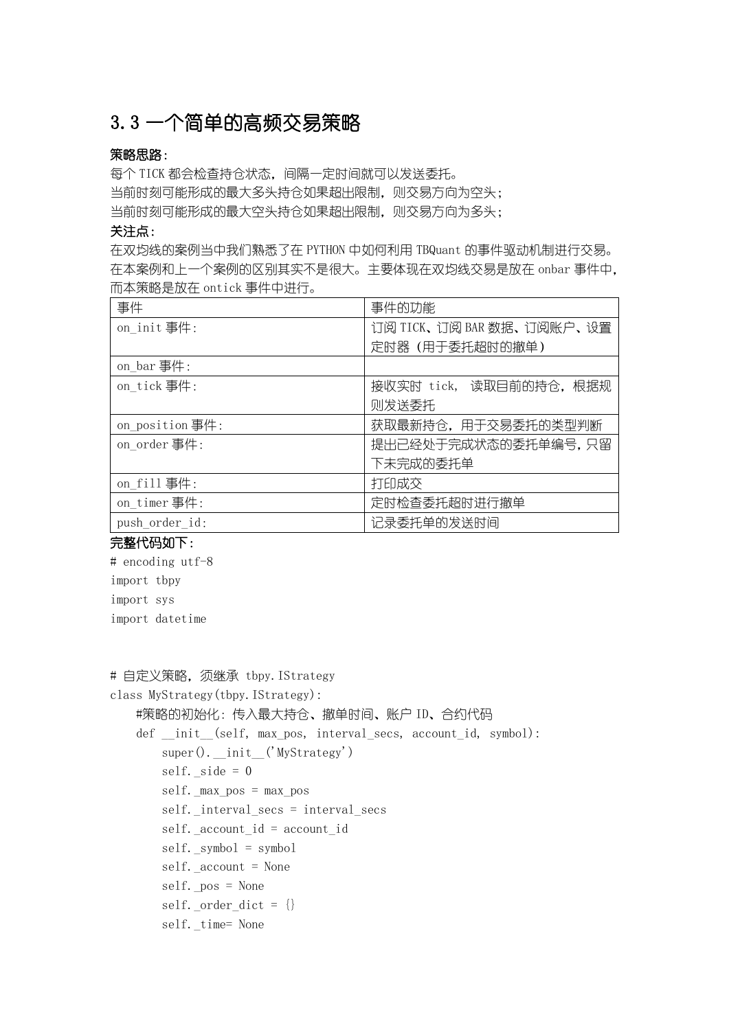## 3.3 一个简单的高频交易策略

**策略思路：**

每个TICK都会检查持仓状态，间隔一定时间就可以发送委托。
当前时刻可能形成的最大多头持仓如果超出限制，则交易方向为空头；
当前时刻可能形成的最大空头持仓如果超出限制，则交易方向为多头；

**关注点：**

在双均线的案例当中我们熟悉了在PYTHON中如何利用TBQuant的事件驱动机制进行交易。在本案例和上一个案例的区别其实不是很大。主要体现在双均线交易是放在onbar事件中，而本策略是放在ontick事件中进行。

| 事件 | 事件的功能 |
| --- | --- |
| on_init 事件: | 订阅TICK、订阅BAR数据、订阅账户、设置定时器（用于委托超时的撤单） |
| on_bar 事件: | |
| on_tick 事件: | 接收实时 tick， 读取目前的持仓，根据规则发送委托 |
| on_position 事件: | 获取最新持仓，用于交易委托的类型判断 |
| on_order 事件: | 提出已经处于完成状态的委托单编号，只留下未完成的委托单 |
| on_fill 事件: | 打印成交 |
| on_timer 事件: | 定时检查委托超时进行撤单 |
| push_order_id: | 记录委托单的发送时间 |

**完整代码如下：**

```
# encoding utf-8
import tbpy
import sys
import datetime


# 自定义策略，须继承 tbpy.IStrategy
class MyStrategy(tbpy.IStrategy):
    #策略的初始化: 传入最大持仓、撤单时间、账户ID、合约代码
    def __init__(self, max_pos, interval_secs, account_id, symbol):
        super().__init__('MyStrategy')
        self._side = 0
        self._max_pos = max_pos
        self._interval_secs = interval_secs
        self._account_id = account_id
        self._symbol = symbol
        self._account = None
        self._pos = None
        self._order_dict = {}
        self._time= None
```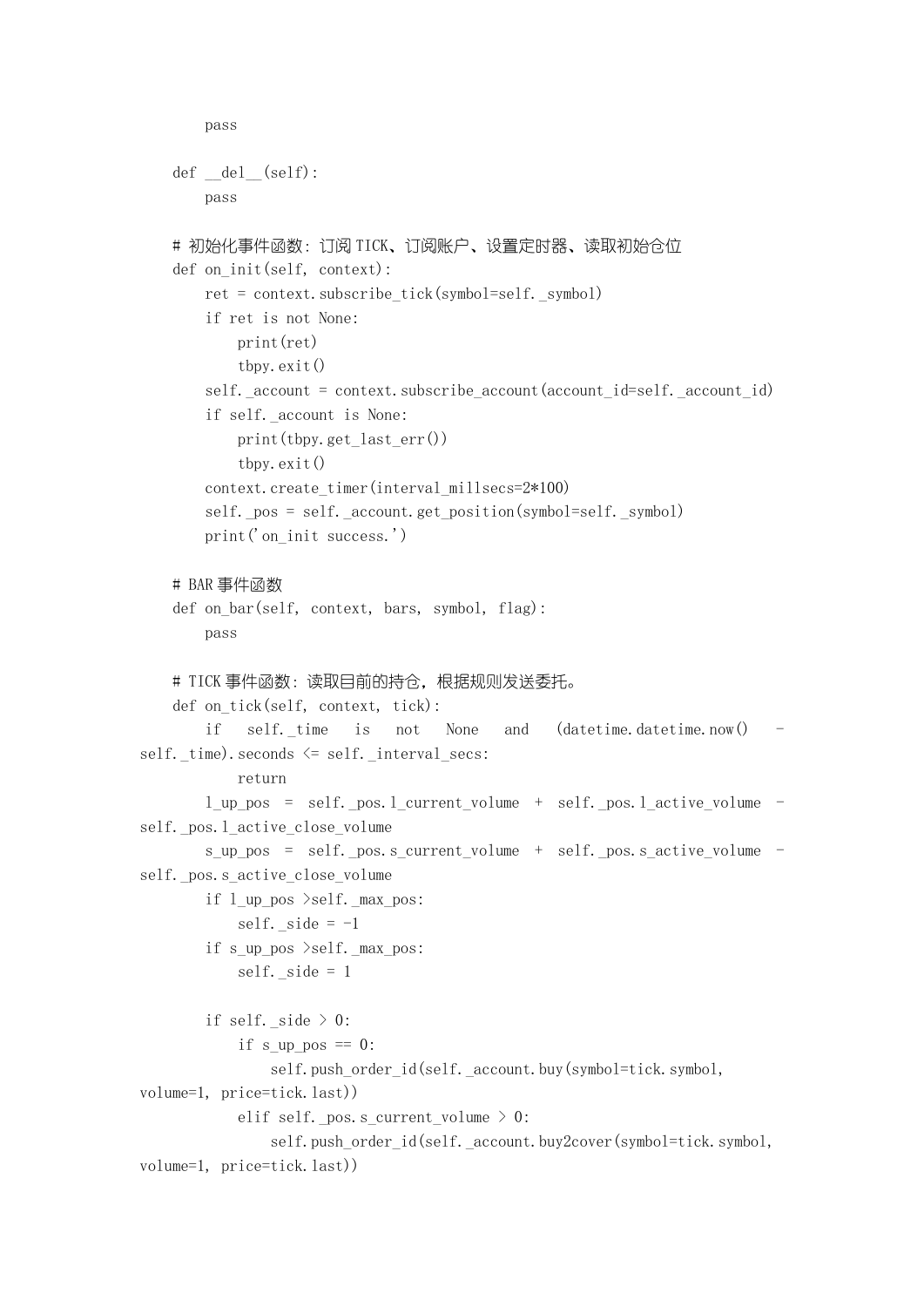```python
        pass

    def __del__(self):
        pass

    # 初始化事件函数：订阅TICK、订阅账户、设置定时器、读取初始仓位
    def on_init(self, context):
        ret = context.subscribe_tick(symbol=self._symbol)
        if ret is not None:
            print(ret)
            tbpy.exit()
        self._account = context.subscribe_account(account_id=self._account_id)
        if self._account is None:
            print(tbpy.get_last_err())
            tbpy.exit()
        context.create_timer(interval_millsecs=2*100)
        self._pos = self._account.get_position(symbol=self._symbol)
        print('on_init success.')

    # BAR事件函数
    def on_bar(self, context, bars, symbol, flag):
        pass

    # TICK事件函数：读取目前的持仓，根据规则发送委托。
    def on_tick(self, context, tick):
        if self._time is not None and (datetime.datetime.now() - self._time).seconds <= self._interval_secs:
            return
        l_up_pos = self._pos.l_current_volume + self._pos.l_active_volume - self._pos.l_active_close_volume
        s_up_pos = self._pos.s_current_volume + self._pos.s_active_volume - self._pos.s_active_close_volume
        if l_up_pos >self._max_pos:
            self._side = -1
        if s_up_pos >self._max_pos:
            self._side = 1

        if self._side > 0:
            if s_up_pos == 0:
                self.push_order_id(self._account.buy(symbol=tick.symbol, volume=1, price=tick.last))
            elif self._pos.s_current_volume > 0:
                self.push_order_id(self._account.buy2cover(symbol=tick.symbol, volume=1, price=tick.last))
```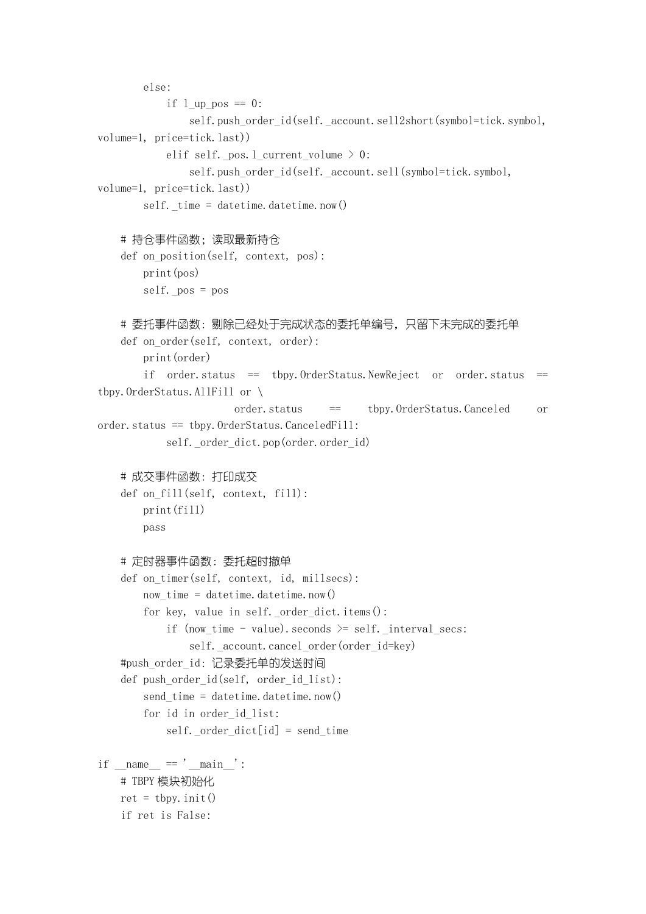```python
        else:
            if l_up_pos == 0:
                self.push_order_id(self._account.sell2short(symbol=tick.symbol,
volume=1, price=tick.last))
            elif self._pos.l_current_volume > 0:
                self.push_order_id(self._account.sell(symbol=tick.symbol,
volume=1, price=tick.last))
        self._time = datetime.datetime.now()

    # 持仓事件函数；读取最新持仓
    def on_position(self, context, pos):
        print(pos)
        self._pos = pos

    # 委托事件函数：剔除已经处于完成状态的委托单编号，只留下未完成的委托单
    def on_order(self, context, order):
        print(order)
        if  order.status  ==  tbpy.OrderStatus.NewReject  or  order.status  ==
tbpy.OrderStatus.AllFill or \
                    order.status     ==     tbpy.OrderStatus.Canceled     or
order.status == tbpy.OrderStatus.CanceledFill:
            self._order_dict.pop(order.order_id)

    # 成交事件函数：打印成交
    def on_fill(self, context, fill):
        print(fill)
        pass

    # 定时器事件函数：委托超时撤单
    def on_timer(self, context, id, millsecs):
        now_time = datetime.datetime.now()
        for key, value in self._order_dict.items():
            if (now_time - value).seconds >= self._interval_secs:
                self._account.cancel_order(order_id=key)
    #push_order_id：记录委托单的发送时间
    def push_order_id(self, order_id_list):
        send_time = datetime.datetime.now()
        for id in order_id_list:
            self._order_dict[id] = send_time

if __name__ == '__main__':
    # TBPY模块初始化
    ret = tbpy.init()
    if ret is False:
```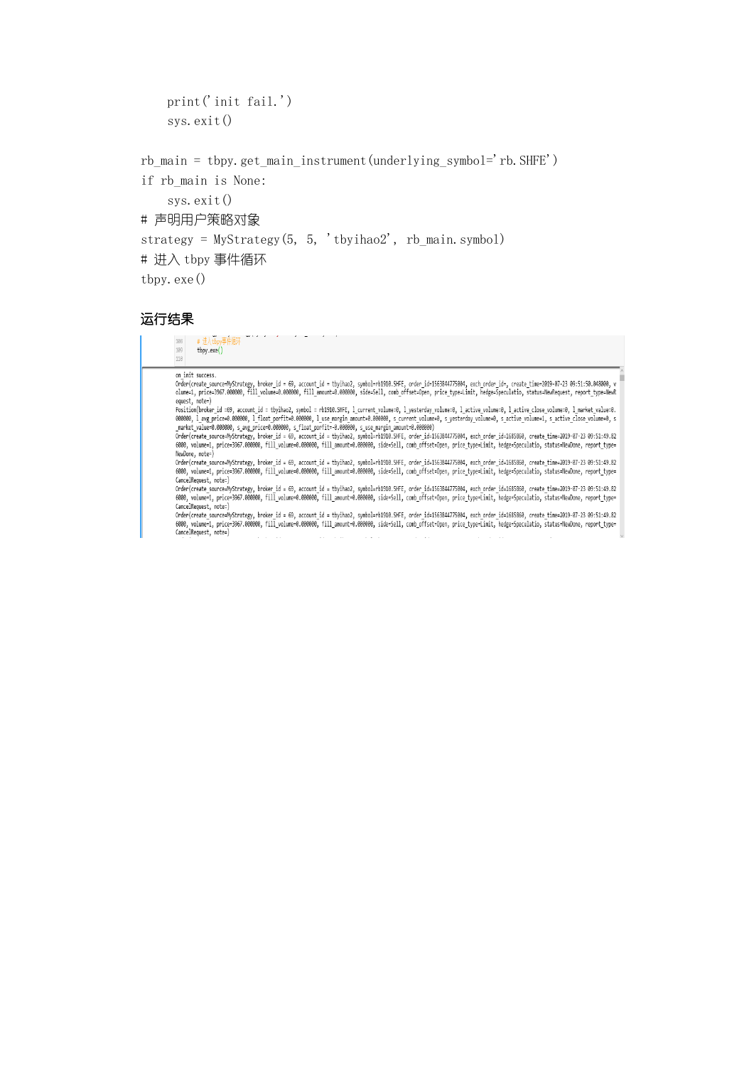```
    print('init fail.')
    sys.exit()

rb_main = tbpy.get_main_instrument(underlying_symbol='rb.SHFE')
if rb_main is None:
    sys.exit()
# 声明用户策略对象
strategy = MyStrategy(5, 5, 'tbyihao2', rb_main.symbol)
# 进入 tbpy 事件循环
tbpy.exe()
```

## 运行结果

```
108    # 进入tbpy事件循环
109    tbpy.exe()
110
```

```
on init success.
Order(create_source=MyStrategy, broker_id = 69, account_id = tbyihao2, symbol=rb1910.SHFE, order_id=1563844775004, exch_order_id=, create_time=2019-07-23 09:51:50.048000, volume=1, price=3967.000000, fill_volume=0.000000, fill_amount=0.000000, side=Sell, comb_offset=Open, price_type=Limit, hedge=Speculatio, status=NewRequest, report_type=NewRequest, note=)
Position(broker_id =69, account_id = tbyihao2, symbol = rb1910.SHFE, l_current_volume=0, l_yesterday_volume=0, l_active_volume=0, l_active_close_volume=0, l_market_value=0.000000, l_avg_price=0.000000, l_float_porfit=0.000000, l_use_margin_amount=0.000000, s_current_volume=0, s_yesterday_volume=0, s_active_volume=1, s_active_close_volume=0, s_market_value=0.000000, s_avg_price=0.000000, s_float_porfit=-0.000000, s_use_margin_amount=0.000000)
Order(create_source=MyStrategy, broker_id = 69, account_id = tbyihao2, symbol=rb1910.SHFE, order_id=1563844775004, exch_order_id=1685060, create_time=2019-07-23 09:51:49.826000, volume=1, price=3967.000000, fill_volume=0.000000, fill_amount=0.000000, side=Sell, comb_offset=Open, price_type=Limit, hedge=Speculatio, status=NewDone, report_type=NewDone, note=)
Order(create_source=MyStrategy, broker_id = 69, account_id = tbyihao2, symbol=rb1910.SHFE, order_id=1563844775004, exch_order_id=1685060, create_time=2019-07-23 09:51:49.826000, volume=1, price=3967.000000, fill_volume=0.000000, fill_amount=0.000000, side=Sell, comb_offset=Open, price_type=Limit, hedge=Speculatio, status=NewDone, report_type=CancelRequest, note=)
Order(create_source=MyStrategy, broker_id = 69, account_id = tbyihao2, symbol=rb1910.SHFE, order_id=1563844775004, exch_order_id=1685060, create_time=2019-07-23 09:51:49.826000, volume=1, price=3967.000000, fill_volume=0.000000, fill_amount=0.000000, side=Sell, comb_offset=Open, price_type=Limit, hedge=Speculatio, status=NewDone, report_type=CancelRequest, note=)
Order(create_source=MyStrategy, broker_id = 69, account_id = tbyihao2, symbol=rb1910.SHFE, order_id=1563844775004, exch_order_id=1685060, create_time=2019-07-23 09:51:49.826000, volume=1, price=3967.000000, fill_volume=0.000000, fill_amount=0.000000, side=Sell, comb_offset=Open, price_type=Limit, hedge=Speculatio, status=NewDone, report_type=CancelRequest, note=)
```